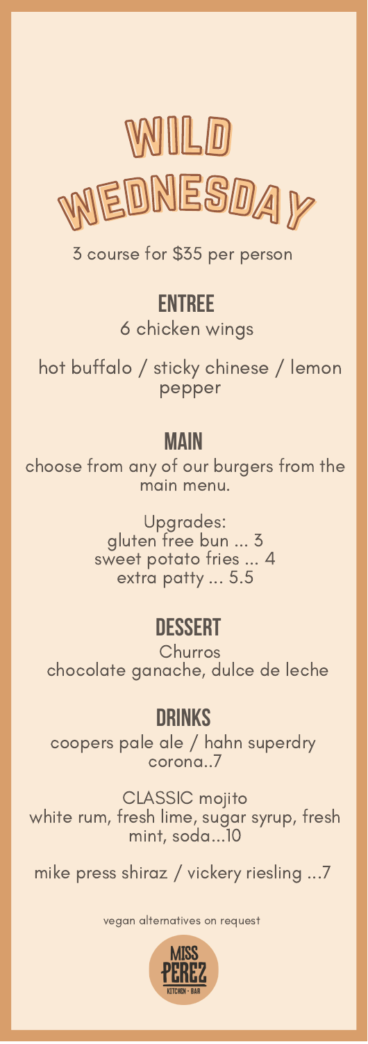# WILD WEDNESDAY

3 course for $35 per person

## ENTREE

6 chicken wings

hot buffalo / sticky chinese / lemon pepper

## MAIN

choose from any of our burgers from the main menu.

Upgrades:
gluten free bun ... 3
sweet potato fries ... 4
extra patty ... 5.5

## DESSERT

Churros
chocolate ganache, dulce de leche

## DRINKS

coopers pale ale / hahn superdry
corona..7

CLASSIC mojito
white rum, fresh lime, sugar syrup, fresh mint, soda...10

mike press shiraz / vickery riesling ...7

vegan alternatives on request

MISS PEREZ
KITCHEN • BAR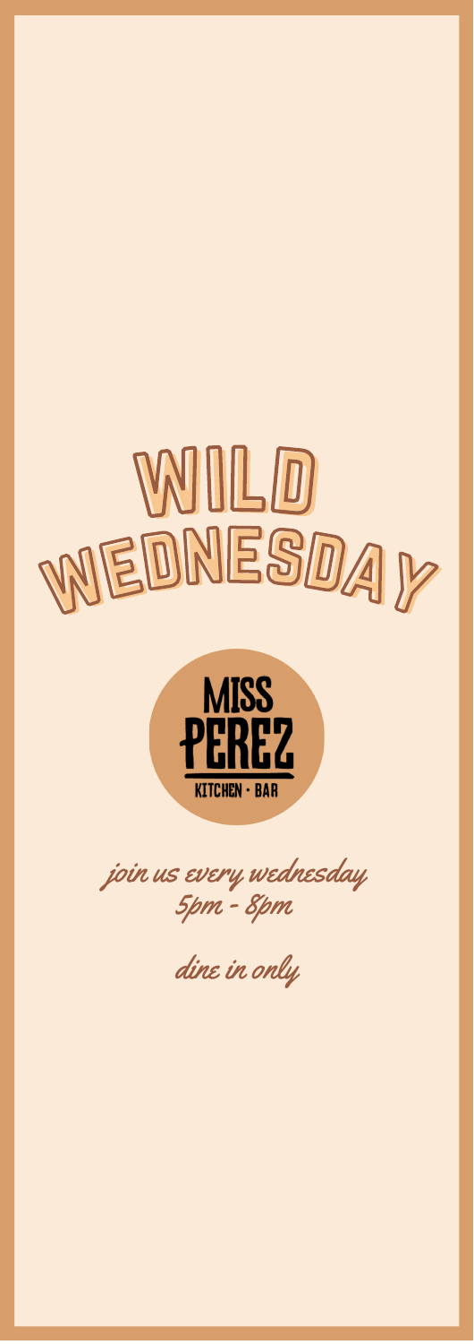# WILD WEDNESDAY

MISS PEREZ

KITCHEN · BAR

*join us every wednesday*
*5pm - 8pm*

*dine in only*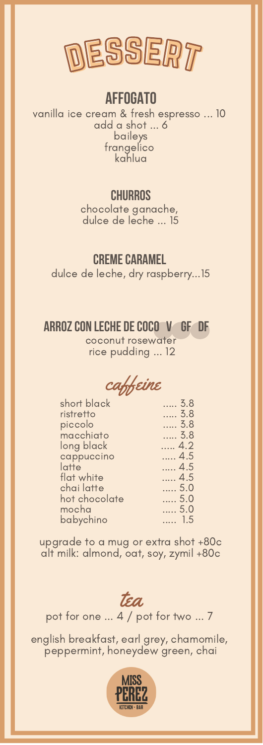# DESSERT

## AFFOGATO

vanilla ice cream & fresh espresso ... 10
add a shot ... 6
baileys
frangelico
kahlua

## CHURROS

chocolate ganache,
dulce de leche ... 15

## CREME CARAMEL

dulce de leche, dry raspberry...15

## ARROZ CON LECHE DE COCO V GF DF

coconut rosewater
rice pudding ... 12

## caffeine

| | |
|---|---|
| short black | ..... 3.8 |
| ristretto | ..... 3.8 |
| piccolo | ..... 3.8 |
| macchiato | ..... 3.8 |
| long black | ..... 4.2 |
| cappuccino | ..... 4.5 |
| latte | ..... 4.5 |
| flat white | ..... 4.5 |
| chai latte | ..... 5.0 |
| hot chocolate | ..... 5.0 |
| mocha | ..... 5.0 |
| babychino | ..... 1.5 |

upgrade to a mug or extra shot +80c
alt milk: almond, oat, soy, zymil +80c

## tea

pot for one ... 4 / pot for two ... 7

english breakfast, earl grey, chamomile, peppermint, honeydew green, chai

MISS PEREZ
KITCHEN · BAR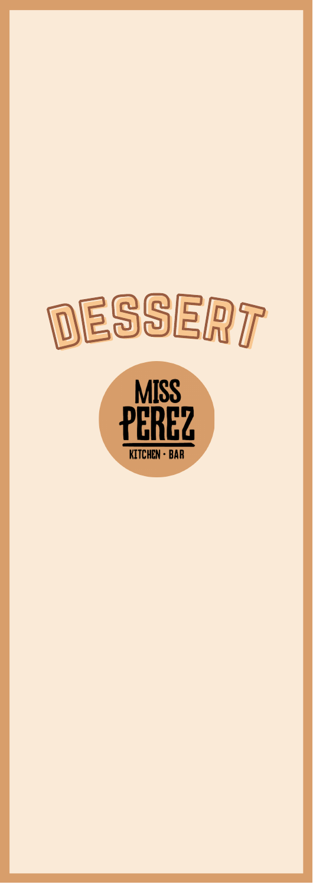# DESSERT

MISS
PEREZ
KITCHEN · BAR